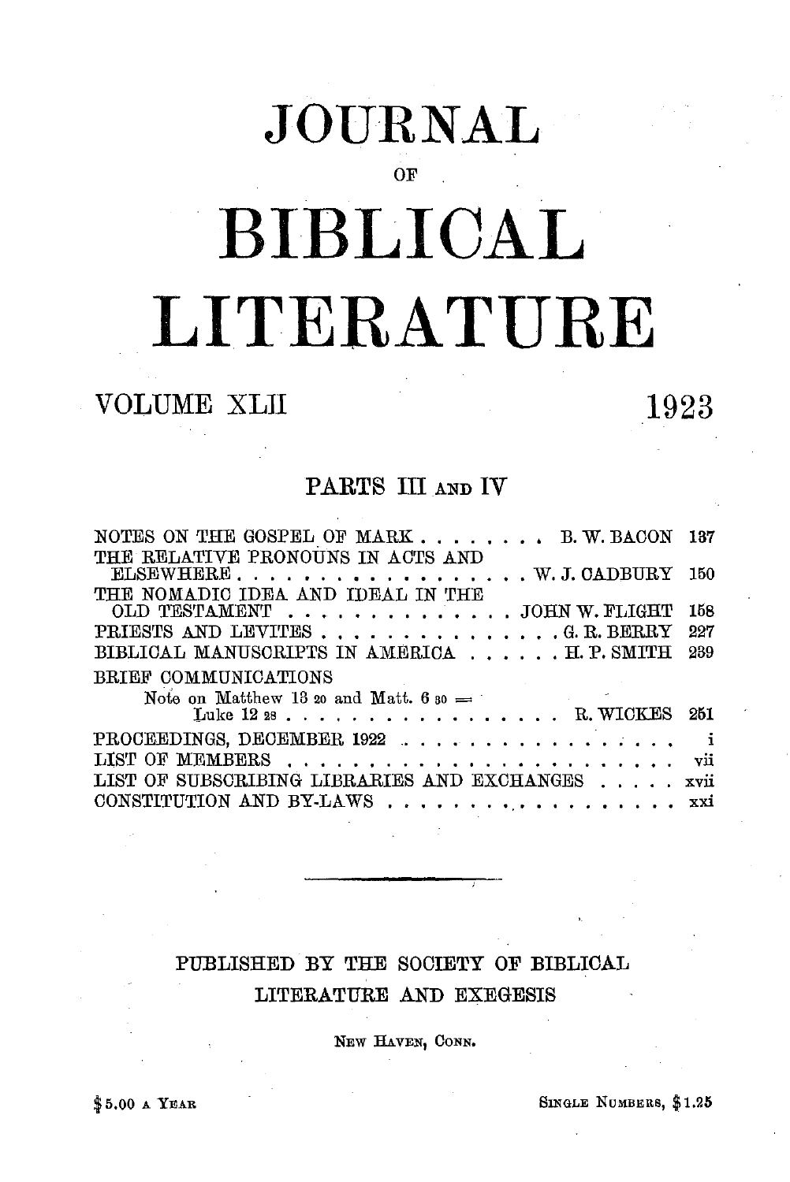# JOURNAL

OF

# BIBLICAL

# LITERATURE

VOLUME XLII 1923

## PARTS III AND IV

| | | |
|---|---|---|
| NOTES ON THE GOSPEL OF MARK | B. W. BACON | 137 |
| THE RELATIVE PRONOUNS IN ACTS AND ELSEWHERE | W. J. CADBURY | 150 |
| THE NOMADIC IDEA AND IDEAL IN THE OLD TESTAMENT | JOHN W. FLIGHT | 158 |
| PRIESTS AND LEVITES | G. R. BERRY | 227 |
| BIBLICAL MANUSCRIPTS IN AMERICA | H. P. SMITH | 239 |
| BRIEF COMMUNICATIONS | | |
| Note on Matthew 13 20 and Matt. 6 30 = Luke 12 28 | R. WICKES | 251 |
| PROCEEDINGS, DECEMBER 1922 | | i |
| LIST OF MEMBERS | | vii |
| LIST OF SUBSCRIBING LIBRARIES AND EXCHANGES | | xvii |
| CONSTITUTION AND BY-LAWS | | xxi |

---

PUBLISHED BY THE SOCIETY OF BIBLICAL LITERATURE AND EXEGESIS

NEW HAVEN, CONN.

$5.00 A YEAR SINGLE NUMBERS, $1.25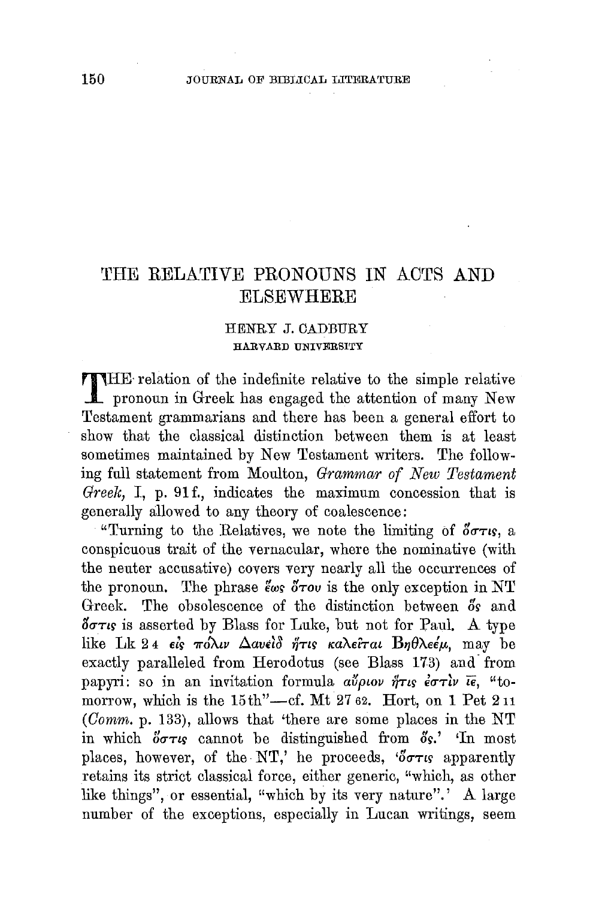# THE RELATIVE PRONOUNS IN ACTS AND ELSEWHERE

HENRY J. CADBURY
HARVARD UNIVERSITY

THE relation of the indefinite relative to the simple relative pronoun in Greek has engaged the attention of many New Testament grammarians and there has been a general effort to show that the classical distinction between them is at least sometimes maintained by New Testament writers. The following full statement from Moulton, *Grammar of New Testament Greek*, I, p. 91f., indicates the maximum concession that is generally allowed to any theory of coalescence:

"Turning to the Relatives, we note the limiting of ὅστις, a conspicuous trait of the vernacular, where the nominative (with the neuter accusative) covers very nearly all the occurrences of the pronoun. The phrase ἕως ὅτου is the only exception in NT Greek. The obsolescence of the distinction between ὅς and ὅστις is asserted by Blass for Luke, but not for Paul. A type like Lk 2 4 εἰς πόλιν Δαυεὶδ ἥτις καλεῖται Βηθλεέμ, may be exactly paralleled from Herodotus (see Blass 173) and from papyri: so in an invitation formula αὔριον ἥτις ἐστὶν ιε, "to-morrow, which is the 15th"—cf. Mt 27 62. Hort, on 1 Pet 2 11 (*Comm.* p. 133), allows that 'there are some places in the NT in which ὅστις cannot be distinguished from ὅς.' 'In most places, however, of the NT,' he proceeds, 'ὅστις apparently retains its strict classical force, either generic, "which, as other like things", or essential, "which by its very nature".' A large number of the exceptions, especially in Lucan writings, seem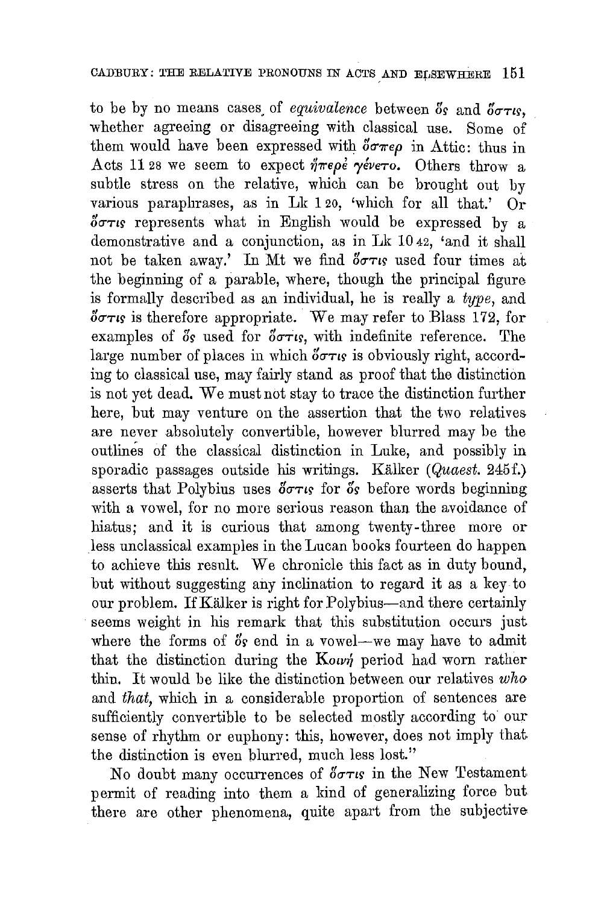to be by no means cases of *equivalence* between ὅς and ὅστις, whether agreeing or disagreeing with classical use. Some of them would have been expressed with ὅσπερ in Attic: thus in Acts 11 28 we seem to expect ἥπερὲ γένετο. Others throw a subtle stress on the relative, which can be brought out by various paraphrases, as in Lk 1 20, 'which for all that.' Or ὅστις represents what in English would be expressed by a demonstrative and a conjunction, as in Lk 10 42, 'and it shall not be taken away.' In Mt we find ὅστις used four times at the beginning of a parable, where, though the principal figure is formally described as an individual, he is really a *type*, and ὅστις is therefore appropriate. We may refer to Blass 172, for examples of ὅς used for ὅστις, with indefinite reference. The large number of places in which ὅστις is obviously right, according to classical use, may fairly stand as proof that the distinction is not yet dead. We must not stay to trace the distinction further here, but may venture on the assertion that the two relatives are never absolutely convertible, however blurred may be the outlines of the classical distinction in Luke, and possibly in sporadic passages outside his writings. Kälker (*Quaest.* 245f.) asserts that Polybius uses ὅστις for ὅς before words beginning with a vowel, for no more serious reason than the avoidance of hiatus; and it is curious that among twenty-three more or less unclassical examples in the Lucan books fourteen do happen to achieve this result. We chronicle this fact as in duty bound, but without suggesting any inclination to regard it as a key to our problem. If Kälker is right for Polybius—and there certainly seems weight in his remark that this substitution occurs just where the forms of ὅς end in a vowel—we may have to admit that the distinction during the Κοινή period had worn rather thin. It would be like the distinction between our relatives *who* and *that*, which in a considerable proportion of sentences are sufficiently convertible to be selected mostly according to our sense of rhythm or euphony: this, however, does not imply that the distinction is even blurred, much less lost."

No doubt many occurrences of ὅστις in the New Testament permit of reading into them a kind of generalizing force but there are other phenomena, quite apart from the subjective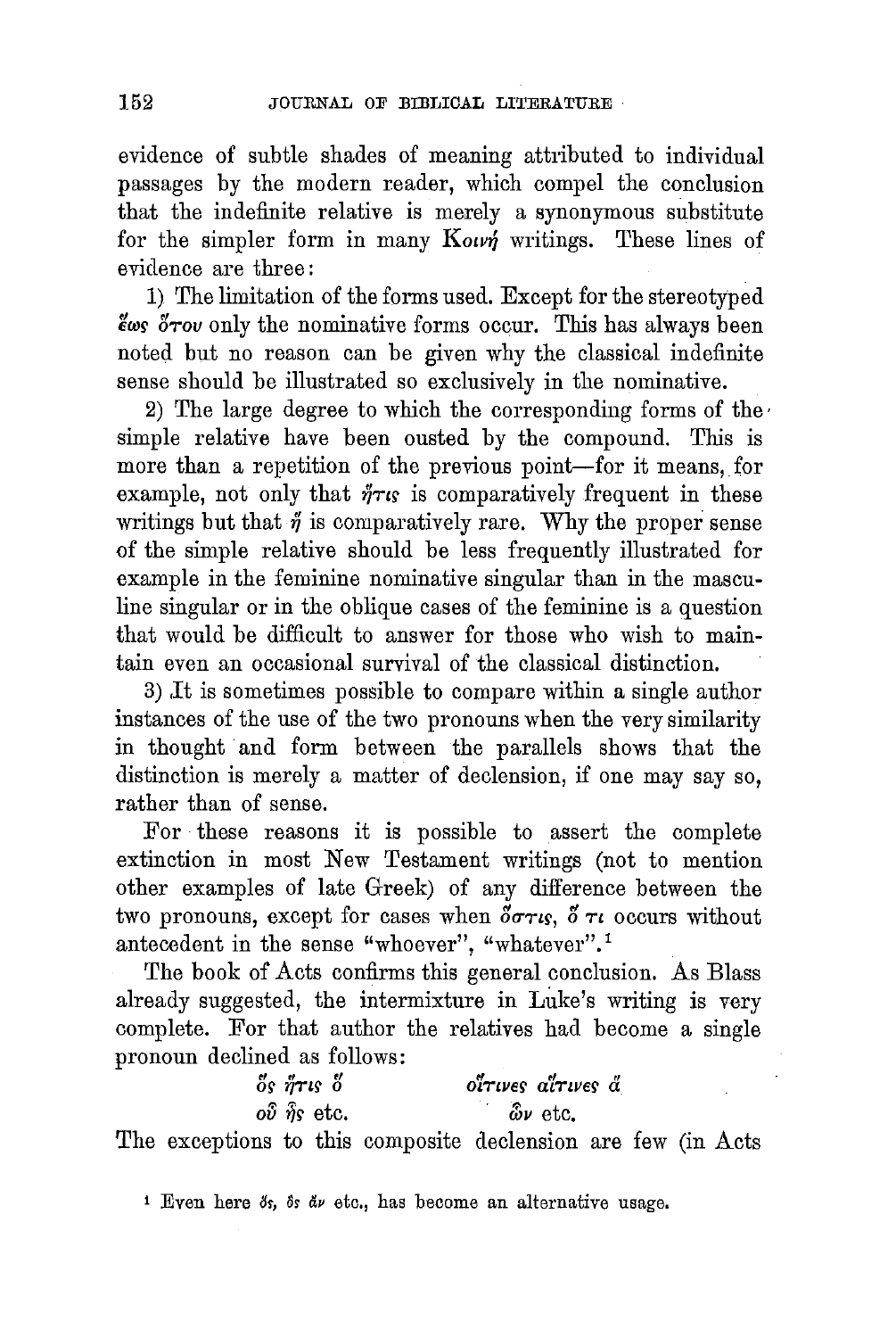evidence of subtle shades of meaning attributed to individual passages by the modern reader, which compel the conclusion that the indefinite relative is merely a synonymous substitute for the simpler form in many Κοινή writings. These lines of evidence are three:

1) The limitation of the forms used. Except for the stereotyped ἕως ὅτου only the nominative forms occur. This has always been noted but no reason can be given why the classical indefinite sense should be illustrated so exclusively in the nominative.

2) The large degree to which the corresponding forms of the simple relative have been ousted by the compound. This is more than a repetition of the previous point—for it means, for example, not only that ἥτις is comparatively frequent in these writings but that ἥ is comparatively rare. Why the proper sense of the simple relative should be less frequently illustrated for example in the feminine nominative singular than in the masculine singular or in the oblique cases of the feminine is a question that would be difficult to answer for those who wish to maintain even an occasional survival of the classical distinction.

3) It is sometimes possible to compare within a single author instances of the use of the two pronouns when the very similarity in thought and form between the parallels shows that the distinction is merely a matter of declension, if one may say so, rather than of sense.

For these reasons it is possible to assert the complete extinction in most New Testament writings (not to mention other examples of late Greek) of any difference between the two pronouns, except for cases when ὅστις, ὅ τι occurs without antecedent in the sense "whoever", "whatever".[1]

The book of Acts confirms this general conclusion. As Blass already suggested, the intermixture in Luke's writing is very complete. For that author the relatives had become a single pronoun declined as follows:

ὅς ἥτις ὅ  οἵτινες αἵτινες ἅ
οὗ ἧς etc.  ὧν etc.

The exceptions to this composite declension are few (in Acts

[1] Even here ὅς, ὃς ἄν etc., has become an alternative usage.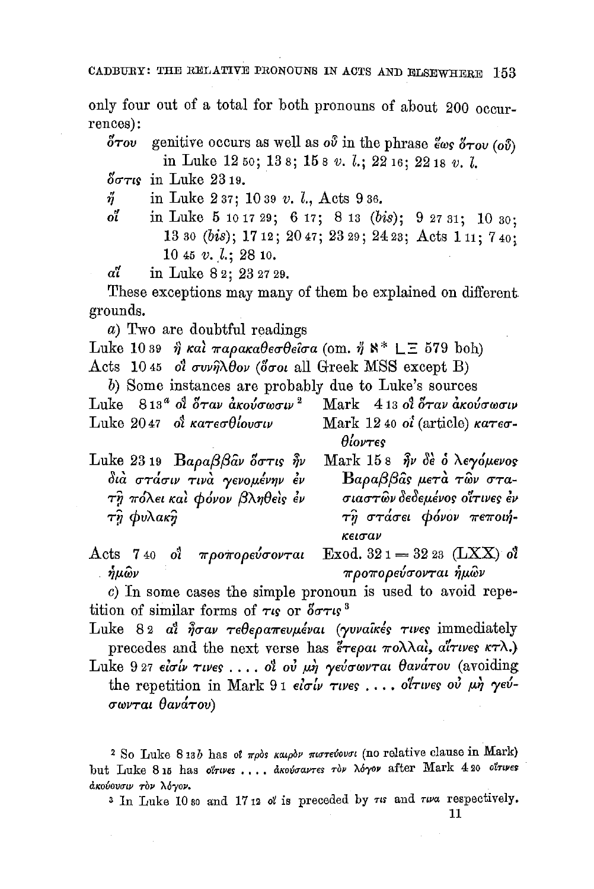only four out of a total for both pronouns of about 200 occurrences):

ὅτου genitive occurs as well as οὗ in the phrase ἕως ὅτου (οὗ) in Luke 12 50; 13 8; 15 8 *v. l.*; 22 16; 22 18 *v. l.*

ὅστις in Luke 23 19.

ἥ in Luke 2 37; 10 39 *v. l.*, Acts 9 36.

οἵ in Luke 5 10 17 29; 6 17; 8 13 (*bis*); 9 27 31; 10 30; 13 30 (*bis*); 17 12; 20 47; 23 29; 24 23; Acts 1 11; 7 40; 10 45 *v. l.*; 28 10.

αἵ in Luke 8 2; 23 27 29.

These exceptions may many of them be explained on different grounds.

*a*) Two are doubtful readings

Luke 10 39 ἣ καὶ παρακαθεσθεῖσα (om. ἣ ℵ* L Ξ 579 boh)

Acts 10 45 οἳ συνῆλθον (ὅσοι all Greek MSS except B)

*b*) Some instances are probably due to Luke's sources

| | |
|---|---|
| Luke 8 13[a] οἳ ὅταν ἀκούσωσιν [2] | Mark 4 13 οἳ ὅταν ἀκούσωσιν |
| Luke 20 47 οἳ κατεσθίουσιν | Mark 12 40 οἱ (article) κατεσθίοντες |
| Luke 23 19 Βαραββᾶν ὅστις ἦν διὰ στάσιν τινὰ γενομένην ἐν τῇ πόλει καὶ φόνον βληθεὶς ἐν τῇ φυλακῇ | Mark 15 8 ἦν δὲ ὁ λεγόμενος Βαραββᾶς μετὰ τῶν στασιαστῶν δεδεμένος οἵτινες ἐν τῇ στάσει φόνον πεποιήκεισαν |
| Acts 7 40 οἳ προπορεύσονται ἡμῶν | Exod. 32 1 = 32 23 (LXX) οἳ προπορεύσονται ἡμῶν |

*c*) In some cases the simple pronoun is used to avoid repetition of similar forms of τις or ὅστις [3]

Luke 8 2 αἳ ἦσαν τεθεραπευμέναι (γυναῖκές τινες immediately precedes and the next verse has ἕτεραι πολλαί, αἵτινες κτλ.)

Luke 9 27 εἰσίν τινες .... οἳ οὐ μὴ γεύσωνται θανάτου (avoiding the repetition in Mark 9 1 εἰσίν τινες .... οἵτινες οὐ μὴ γεύσωνται θανάτου)

---

[2] So Luke 8 13*b* has οἳ πρὸς καιρὸν πιστεύουσι (no relative clause in Mark) but Luke 8 15 has οἵτινες .... ἀκούσαντες τὸν λόγον after Mark 4 20 οἵτινες ἀκούουσιν τὸν λόγον.

[3] In Luke 10 30 and 17 12 οἳ is preceded by τις and τινα respectively.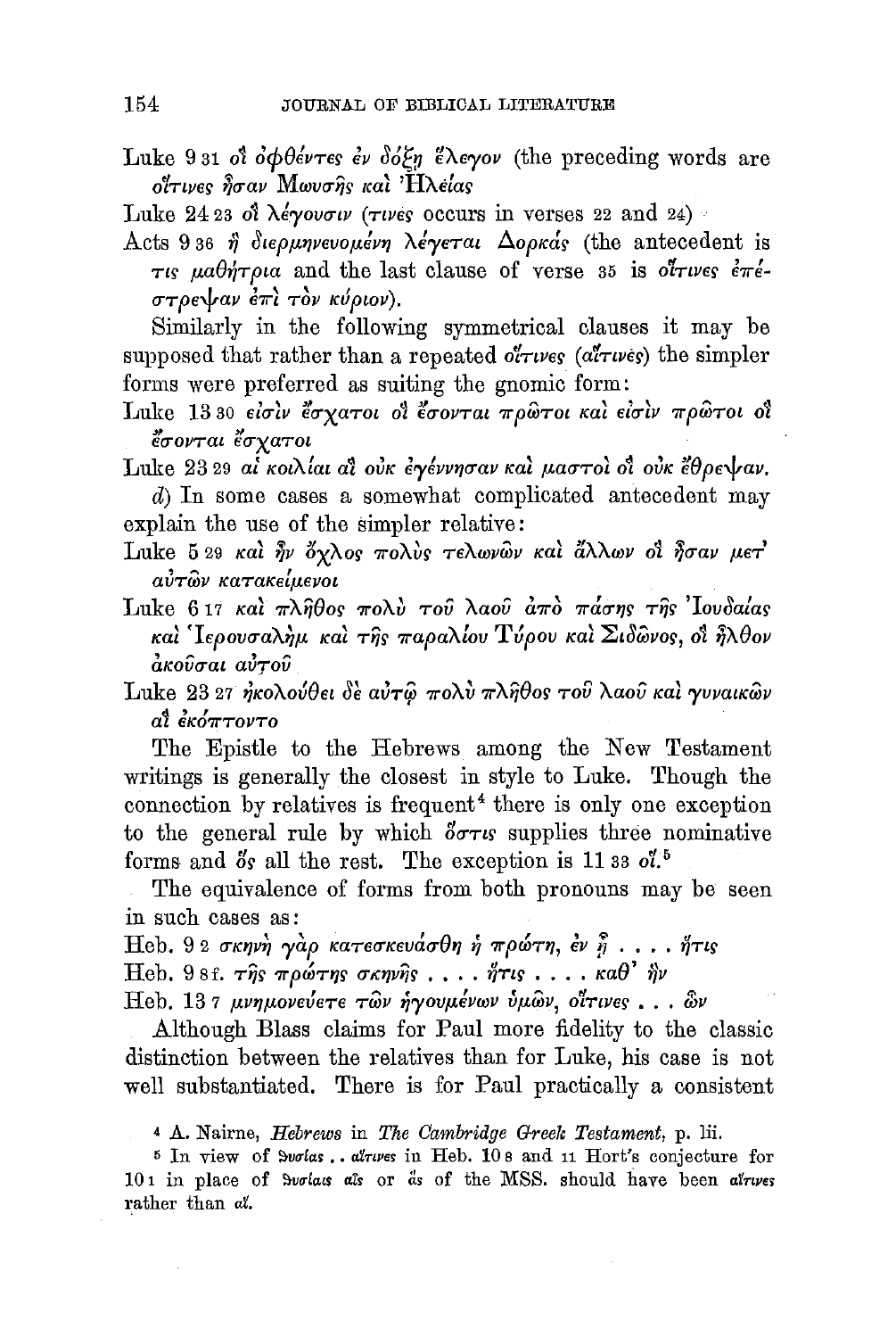Luke 9 31 οἳ ὀφθέντες ἐν δόξῃ ἔλεγον (the preceding words are οἵτινες ἦσαν Μωσῆς καὶ Ἠλείας

Luke 24 23 οἳ λέγουσιν (τινές occurs in verses 22 and 24)

Acts 9 36 ἣ διερμηνευομένη λέγεται Δορκάς (the antecedent is τις μαθήτρια and the last clause of verse 35 is οἵτινες ἐπέστρεψαν ἐπὶ τὸν κύριον).

Similarly in the following symmetrical clauses it may be supposed that rather than a repeated οἵτινες (αἵτινες) the simpler forms were preferred as suiting the gnomic form:

Luke 13 30 εἰσὶν ἔσχατοι οἳ ἔσονται πρῶτοι καὶ εἰσὶν πρῶτοι οἳ ἔσονται ἔσχατοι

Luke 23 29 αἱ κοιλίαι αἳ οὐκ ἐγέννησαν καὶ μαστοὶ οἳ οὐκ ἔθρεψαν.

*d*) In some cases a somewhat complicated antecedent may explain the use of the simpler relative:

Luke 5 29 καὶ ἦν ὄχλος πολὺς τελωνῶν καὶ ἄλλων οἳ ἦσαν μετ' αὐτῶν κατακείμενοι

Luke 6 17 καὶ πλῆθος πολὺ τοῦ λαοῦ ἀπὸ πάσης τῆς Ἰουδαίας καὶ Ἱερουσαλὴμ καὶ τῆς παραλίου Τύρου καὶ Σιδῶνος, οἳ ἦλθον ἀκοῦσαι αὐτοῦ

Luke 23 27 ἠκολούθει δὲ αὐτῷ πολὺ πλῆθος τοῦ λαοῦ καὶ γυναικῶν αἳ ἐκόπτοντο

The Epistle to the Hebrews among the New Testament writings is generally the closest in style to Luke. Though the connection by relatives is frequent[4] there is only one exception to the general rule by which ὅστις supplies three nominative forms and ὅς all the rest. The exception is 11 33 οἵ.[5]

The equivalence of forms from both pronouns may be seen in such cases as:

Heb. 9 2 σκηνὴ γὰρ κατεσκευάσθη ἡ πρώτη, ἐν ᾗ . . . . ἥτις

Heb. 9 8 f. τῆς πρώτης σκηνῆς . . . . ἥτις . . . . καθ' ἣν

Heb. 13 7 μνημονεύετε τῶν ἡγουμένων ὑμῶν, οἵτινες . . . ὧν

Although Blass claims for Paul more fidelity to the classic distinction between the relatives than for Luke, his case is not well substantiated. There is for Paul practically a consistent

[4] A. Nairne, *Hebrews* in *The Cambridge Greek Testament*, p. lii.

[5] In view of θυσίας . . αἵτινες in Heb. 10 8 and 11 Hort's conjecture for 10 1 in place of θυσίαις αἷς or ἃς of the MSS. should have been αἵτινες rather than αἵ.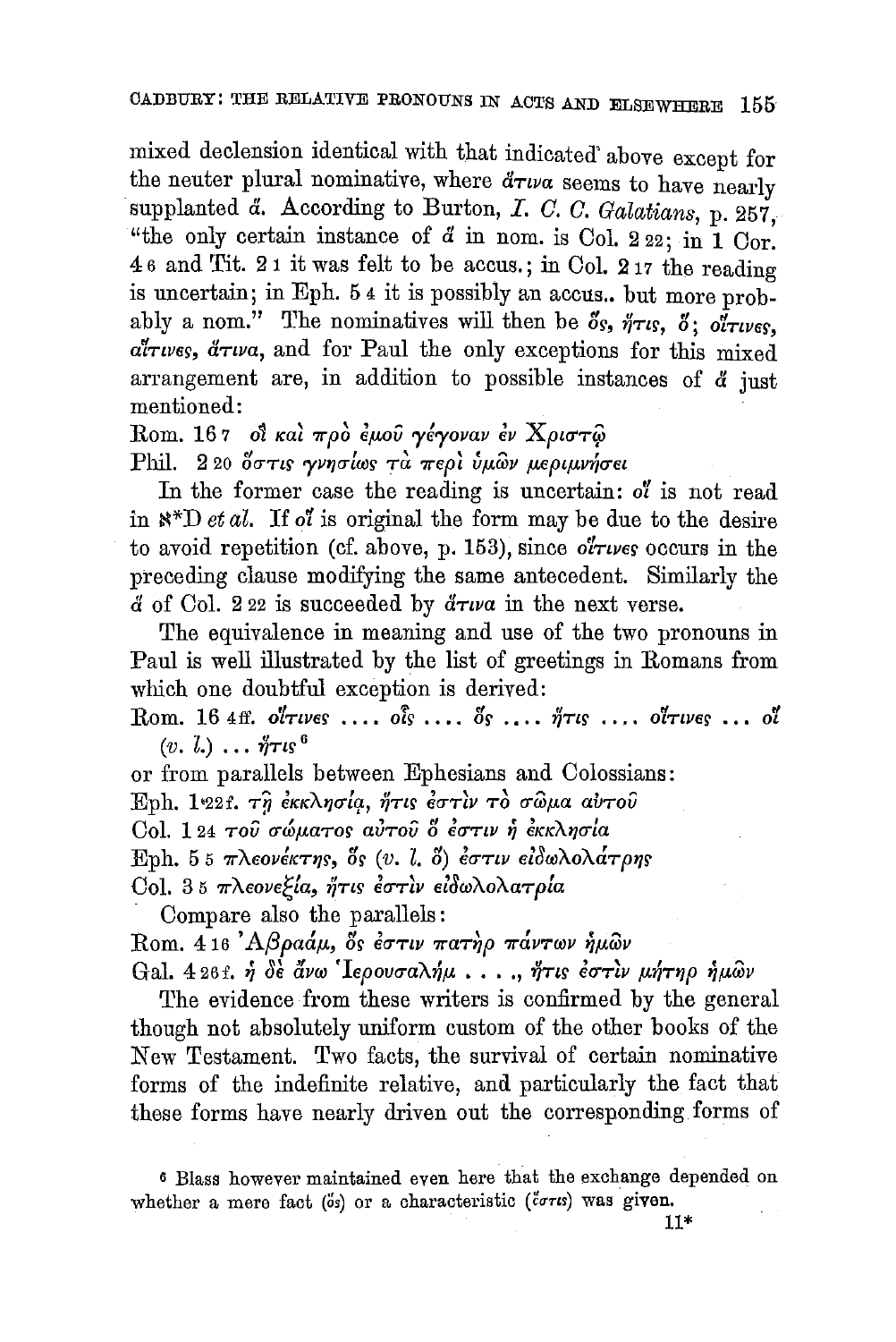mixed declension identical with that indicated above except for the neuter plural nominative, where ἅτινα seems to have nearly supplanted ἅ. According to Burton, *I. C. C. Galatians*, p. 257, "the only certain instance of ἅ in nom. is Col. 2 22; in 1 Cor. 4 6 and Tit. 2 1 it was felt to be accus.; in Col. 2 17 the reading is uncertain; in Eph. 5 4 it is possibly an accus.. but more probably a nom." The nominatives will then be ὅς, ἥτις, ὅ; οἵτινες, αἵτινες, ἅτινα, and for Paul the only exceptions for this mixed arrangement are, in addition to possible instances of ἅ just mentioned:

Rom. 16 7 οἳ καὶ πρὸ ἐμοῦ γέγοναν ἐν Χριστῷ
Phil. 2 20 ὅστις γνησίως τὰ περὶ ὑμῶν μεριμνήσει

In the former case the reading is uncertain: οἵ is not read in ℵ*D *et al.* If οἵ is original the form may be due to the desire to avoid repetition (cf. above, p. 153), since οἵτινες occurs in the preceding clause modifying the same antecedent. Similarly the ἅ of Col. 2 22 is succeeded by ἅτινα in the next verse.

The equivalence in meaning and use of the two pronouns in Paul is well illustrated by the list of greetings in Romans from which one doubtful exception is derived:

Rom. 16 4 ff. οἵτινες .... οἷς .... ὅς .... ἥτις .... οἵτινες ... οἵ (*v. l.*) ... ἥτις[6]

or from parallels between Ephesians and Colossians:

Eph. 1 22 f. τῇ ἐκκλησίᾳ, ἥτις ἐστὶν τὸ σῶμα αὐτοῦ
Col. 1 24 τοῦ σώματος αὐτοῦ ὅ ἐστιν ἡ ἐκκλησία
Eph. 5 5 πλεονέκτης, ὅς (*v. l.* ὅ) ἐστιν εἰδωλολάτρης
Col. 3 5 πλεονεξία, ἥτις ἐστὶν εἰδωλολατρία

Compare also the parallels:

Rom. 4 16 Ἀβραάμ, ὅς ἐστιν πατὴρ πάντων ἡμῶν
Gal. 4 26 f. ἡ δὲ ἄνω Ἰερουσαλήμ . . . ., ἥτις ἐστὶν μήτηρ ἡμῶν

The evidence from these writers is confirmed by the general though not absolutely uniform custom of the other books of the New Testament. Two facts, the survival of certain nominative forms of the indefinite relative, and particularly the fact that these forms have nearly driven out the corresponding forms of

---

[6] Blass however maintained even here that the exchange depended on whether a mere fact (ὅς) or a characteristic (ὅστις) was given.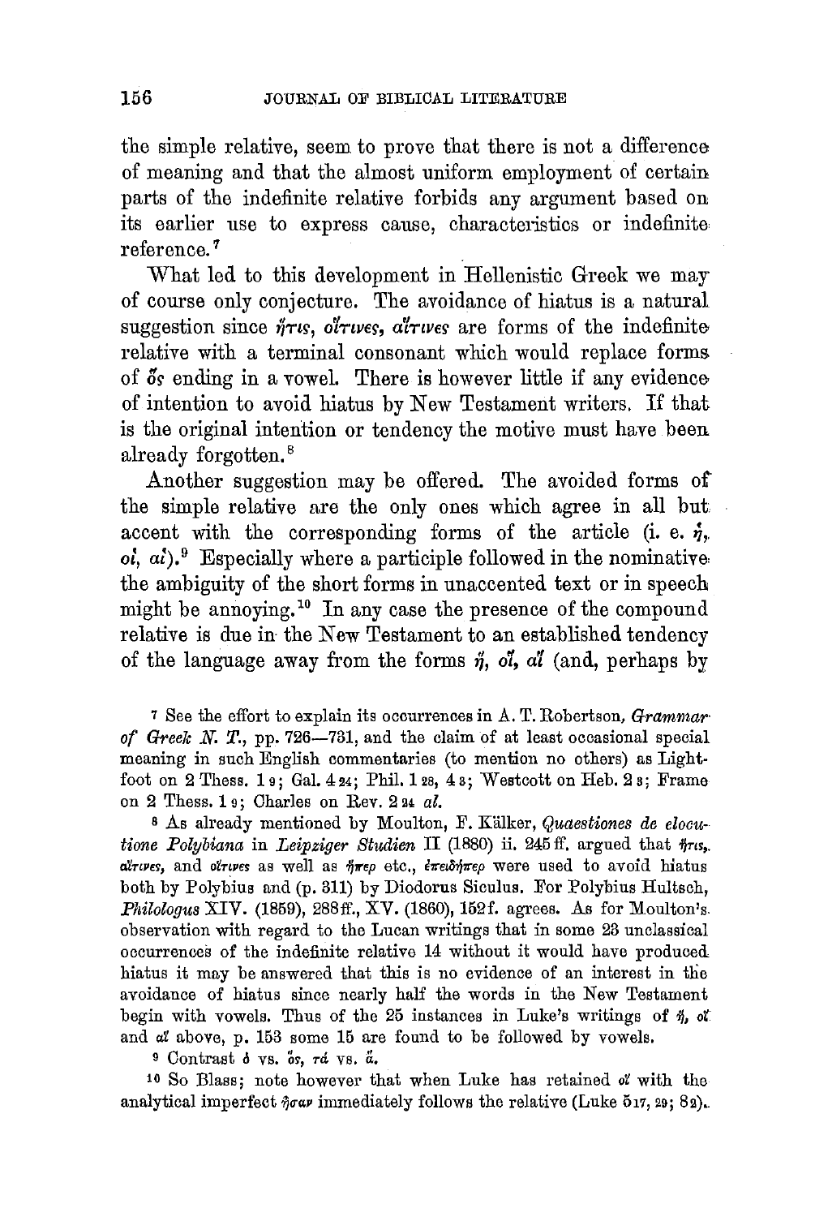the simple relative, seem to prove that there is not a difference of meaning and that the almost uniform employment of certain parts of the indefinite relative forbids any argument based on its earlier use to express cause, characteristics or indefinite reference.[7]

What led to this development in Hellenistic Greek we may of course only conjecture. The avoidance of hiatus is a natural suggestion since ἥτις, οἵτινες, αἵτινες are forms of the indefinite relative with a terminal consonant which would replace forms of ὅς ending in a vowel. There is however little if any evidence of intention to avoid hiatus by New Testament writers. If that is the original intention or tendency the motive must have been already forgotten.[8]

Another suggestion may be offered. The avoided forms of the simple relative are the only ones which agree in all but accent with the corresponding forms of the article (i. e. ἡ, οἱ, αἱ).[9] Especially where a participle followed in the nominative the ambiguity of the short forms in unaccented text or in speech might be annoying.[10] In any case the presence of the compound relative is due in the New Testament to an established tendency of the language away from the forms ἥ, οἵ, αἵ (and, perhaps by

[7] See the effort to explain its occurrences in A. T. Robertson, *Grammar of Greek N. T.*, pp. 726—731, and the claim of at least occasional special meaning in such English commentaries (to mention no others) as Lightfoot on 2 Thess. 1 9; Gal. 4 24; Phil. 1 28, 4 3; Westcott on Heb. 2 3; Frame on 2 Thess. 1 9; Charles on Rev. 2 24 *al.*

[8] As already mentioned by Moulton, F. Kälker, *Quaestiones de elocutione Polybiana* in *Leipziger Studien* II (1880) ii. 245 ff. argued that ἥτις, αἵτινες, and οἵτινες as well as ἥπερ etc., ἐπειδήπερ were used to avoid hiatus both by Polybius and (p. 311) by Diodorus Siculus. For Polybius Hultsch, *Philologus* XIV. (1859), 288 ff., XV. (1860), 152 f. agrees. As for Moulton's observation with regard to the Lucan writings that in some 23 unclassical occurrences of the indefinite relative 14 without it would have produced hiatus it may be answered that this is no evidence of an interest in the avoidance of hiatus since nearly half the words in the New Testament begin with vowels. Thus of the 25 instances in Luke's writings of ἥ, οἵ and αἵ above, p. 153 some 15 are found to be followed by vowels.

[9] Contrast ὁ vs. ὅς, τά vs. ἅ.

[10] So Blass; note however that when Luke has retained οἵ with the analytical imperfect ἦσαν immediately follows the relative (Luke 5 17, 29; 8 2).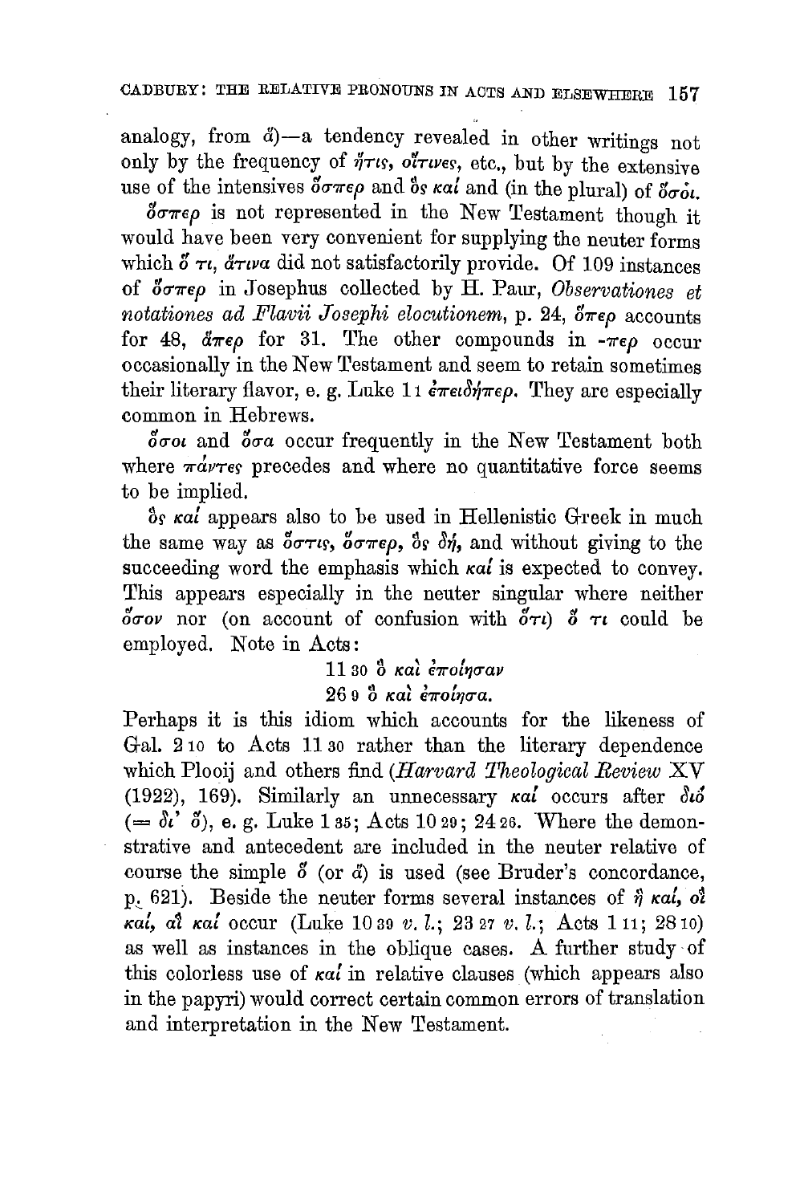analogy, from ἅ)—a tendency revealed in other writings not only by the frequency of ἥτις, οἵτινες, etc., but by the extensive use of the intensives ὅσπερ and ὃς καί and (in the plural) of ὅσοι.

ὅσπερ is not represented in the New Testament though it would have been very convenient for supplying the neuter forms which ὅ τι, ἅτινα did not satisfactorily provide. Of 109 instances of ὅσπερ in Josephus collected by H. Paur, *Observationes et notationes ad Flavii Josephi elocutionem*, p. 24, ὅπερ accounts for 48, ἅπερ for 31. The other compounds in -περ occur occasionally in the New Testament and seem to retain sometimes their literary flavor, e. g. Luke 1 1 ἐπειδήπερ. They are especially common in Hebrews.

ὅσοι and ὅσα occur frequently in the New Testament both where πάντες precedes and where no quantitative force seems to be implied.

ὃς καί appears also to be used in Hellenistic Greek in much the same way as ὅστις, ὅσπερ, ὃς δή, and without giving to the succeeding word the emphasis which καί is expected to convey. This appears especially in the neuter singular where neither ὅσον nor (on account of confusion with ὅτι) ὅ τι could be employed. Note in Acts:

11 30 ὃ καὶ ἐποίησαν
26 9 ὃ καὶ ἐποίησα.

Perhaps it is this idiom which accounts for the likeness of Gal. 2 10 to Acts 11 30 rather than the literary dependence which Plooij and others find (*Harvard Theological Review* XV (1922), 169). Similarly an unnecessary καί occurs after διό (= δι' ὅ), e. g. Luke 1 35; Acts 10 29; 24 26. Where the demonstrative and antecedent are included in the neuter relative of course the simple ὅ (or ἅ) is used (see Bruder's concordance, p. 621). Beside the neuter forms several instances of ἣ καί, οἳ καί, αἳ καί occur (Luke 10 39 *v. l.*; 23 27 *v. l.*; Acts 1 11; 28 10) as well as instances in the oblique cases. A further study of this colorless use of καί in relative clauses (which appears also in the papyri) would correct certain common errors of translation and interpretation in the New Testament.